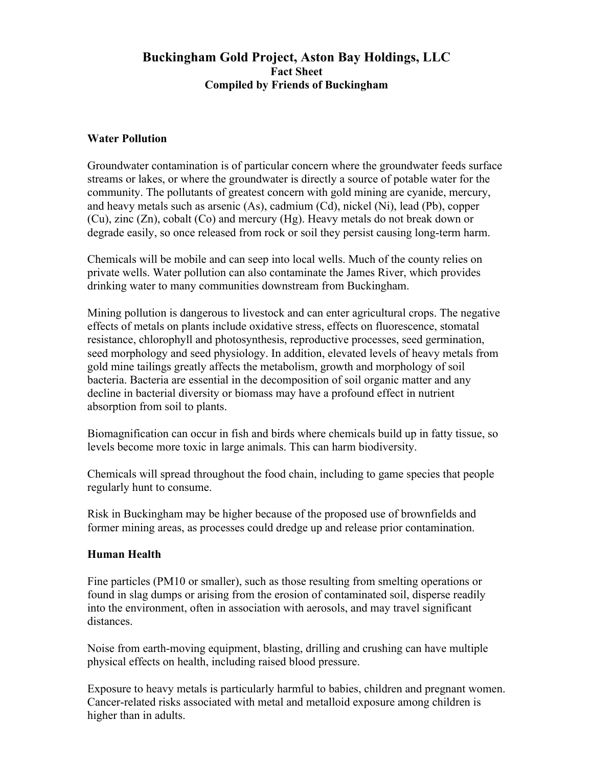# Buckingham Gold Project, Aston Bay Holdings, LLC

**Fact Sheet**

**Compiled by Friends of Buckingham**

## Water Pollution

Groundwater contamination is of particular concern where the groundwater feeds surface streams or lakes, or where the groundwater is directly a source of potable water for the community. The pollutants of greatest concern with gold mining are cyanide, mercury, and heavy metals such as arsenic (As), cadmium (Cd), nickel (Ni), lead (Pb), copper (Cu), zinc (Zn), cobalt (Co) and mercury (Hg). Heavy metals do not break down or degrade easily, so once released from rock or soil they persist causing long-term harm.

Chemicals will be mobile and can seep into local wells. Much of the county relies on private wells. Water pollution can also contaminate the James River, which provides drinking water to many communities downstream from Buckingham.

Mining pollution is dangerous to livestock and can enter agricultural crops. The negative effects of metals on plants include oxidative stress, effects on fluorescence, stomatal resistance, chlorophyll and photosynthesis, reproductive processes, seed germination, seed morphology and seed physiology. In addition, elevated levels of heavy metals from gold mine tailings greatly affects the metabolism, growth and morphology of soil bacteria. Bacteria are essential in the decomposition of soil organic matter and any decline in bacterial diversity or biomass may have a profound effect in nutrient absorption from soil to plants.

Biomagnification can occur in fish and birds where chemicals build up in fatty tissue, so levels become more toxic in large animals. This can harm biodiversity.

Chemicals will spread throughout the food chain, including to game species that people regularly hunt to consume.

Risk in Buckingham may be higher because of the proposed use of brownfields and former mining areas, as processes could dredge up and release prior contamination.

## Human Health

Fine particles (PM10 or smaller), such as those resulting from smelting operations or found in slag dumps or arising from the erosion of contaminated soil, disperse readily into the environment, often in association with aerosols, and may travel significant distances.

Noise from earth-moving equipment, blasting, drilling and crushing can have multiple physical effects on health, including raised blood pressure.

Exposure to heavy metals is particularly harmful to babies, children and pregnant women. Cancer-related risks associated with metal and metalloid exposure among children is higher than in adults.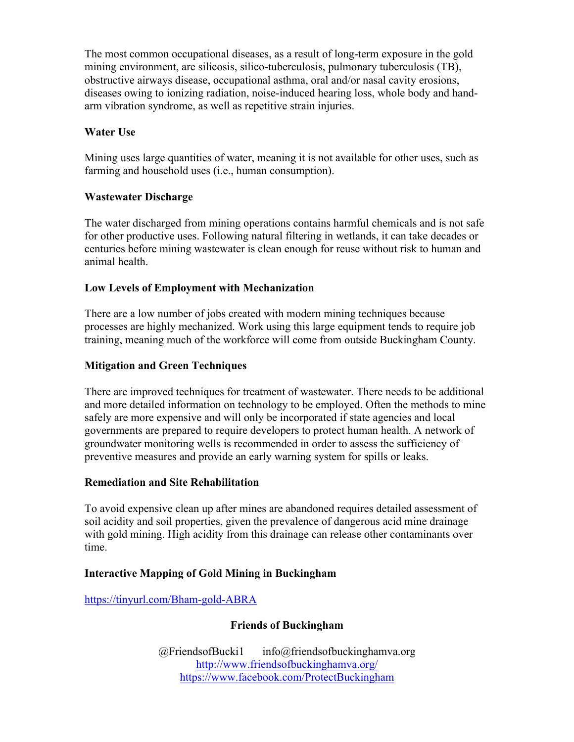The most common occupational diseases, as a result of long-term exposure in the gold mining environment, are silicosis, silico-tuberculosis, pulmonary tuberculosis (TB), obstructive airways disease, occupational asthma, oral and/or nasal cavity erosions, diseases owing to ionizing radiation, noise-induced hearing loss, whole body and hand-arm vibration syndrome, as well as repetitive strain injuries.

**Water Use**

Mining uses large quantities of water, meaning it is not available for other uses, such as farming and household uses (i.e., human consumption).

**Wastewater Discharge**

The water discharged from mining operations contains harmful chemicals and is not safe for other productive uses. Following natural filtering in wetlands, it can take decades or centuries before mining wastewater is clean enough for reuse without risk to human and animal health.

**Low Levels of Employment with Mechanization**

There are a low number of jobs created with modern mining techniques because processes are highly mechanized. Work using this large equipment tends to require job training, meaning much of the workforce will come from outside Buckingham County.

**Mitigation and Green Techniques**

There are improved techniques for treatment of wastewater. There needs to be additional and more detailed information on technology to be employed. Often the methods to mine safely are more expensive and will only be incorporated if state agencies and local governments are prepared to require developers to protect human health. A network of groundwater monitoring wells is recommended in order to assess the sufficiency of preventive measures and provide an early warning system for spills or leaks.

**Remediation and Site Rehabilitation**

To avoid expensive clean up after mines are abandoned requires detailed assessment of soil acidity and soil properties, given the prevalence of dangerous acid mine drainage with gold mining. High acidity from this drainage can release other contaminants over time.

**Interactive Mapping of Gold Mining in Buckingham**

https://tinyurl.com/Bham-gold-ABRA

**Friends of Buckingham**

@FriendsofBucki1 info@friendsofbuckinghamva.org
http://www.friendsofbuckinghamva.org/
https://www.facebook.com/ProtectBuckingham